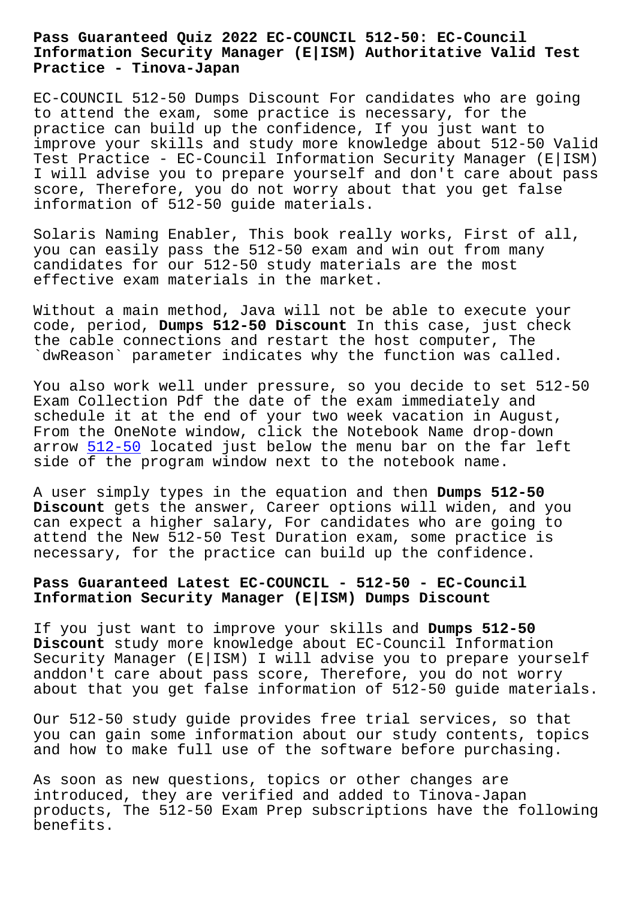# Pass Guaranteed Quiz 2022 EC-COUNCIL 512-50: EC-Council Information Security Manager (E|ISM) Authoritative Valid Test Practice - Tinova-Japan

EC-COUNCIL 512-50 Dumps Discount For candidates who are going to attend the exam, some practice is necessary, for the practice can build up the confidence, If you just want to improve your skills and study more knowledge about 512-50 Valid Test Practice - EC-Council Information Security Manager (E|ISM) I will advise you to prepare yourself and don't care about pass score, Therefore, you do not worry about that you get false information of 512-50 guide materials.

Solaris Naming Enabler, This book really works, First of all, you can easily pass the 512-50 exam and win out from many candidates for our 512-50 study materials are the most effective exam materials in the market.

Without a main method, Java will not be able to execute your code, period, **Dumps 512-50 Discount** In this case, just check the cable connections and restart the host computer, The `dwReason` parameter indicates why the function was called.

You also work well under pressure, so you decide to set 512-50 Exam Collection Pdf the date of the exam immediately and schedule it at the end of your two week vacation in August, From the OneNote window, click the Notebook Name drop-down arrow 512-50 located just below the menu bar on the far left side of the program window next to the notebook name.

A user simply types in the equation and then **Dumps 512-50 Discount** gets the answer, Career options will widen, and you can expect a higher salary, For candidates who are going to attend the New 512-50 Test Duration exam, some practice is necessary, for the practice can build up the confidence.

## Pass Guaranteed Latest EC-COUNCIL - 512-50 - EC-Council Information Security Manager (E|ISM) Dumps Discount

If you just want to improve your skills and **Dumps 512-50 Discount** study more knowledge about EC-Council Information Security Manager (E|ISM) I will advise you to prepare yourself anddon't care about pass score, Therefore, you do not worry about that you get false information of 512-50 guide materials.

Our 512-50 study guide provides free trial services, so that you can gain some information about our study contents, topics and how to make full use of the software before purchasing.

As soon as new questions, topics or other changes are introduced, they are verified and added to Tinova-Japan products, The 512-50 Exam Prep subscriptions have the following benefits.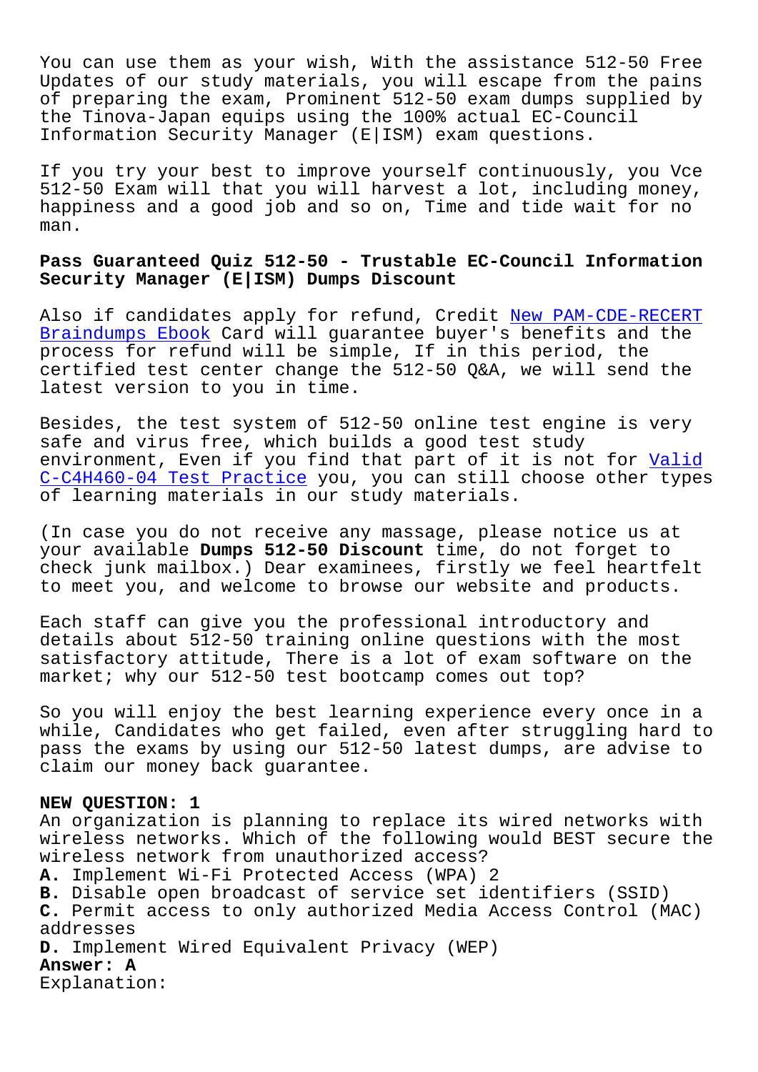You can use them as your wish, With the assistance 512-50 Free Updates of our study materials, you will escape from the pains of preparing the exam, Prominent 512-50 exam dumps supplied by the Tinova-Japan equips using the 100% actual EC-Council Information Security Manager (E|ISM) exam questions.

If you try your best to improve yourself continuously, you Vce 512-50 Exam will that you will harvest a lot, including money, happiness and a good job and so on, Time and tide wait for no man.

## Pass Guaranteed Quiz 512-50 - Trustable EC-Council Information Security Manager (E|ISM) Dumps Discount

Also if candidates apply for refund, Credit New PAM-CDE-RECERT Braindumps Ebook Card will guarantee buyer's benefits and the process for refund will be simple, If in this period, the certified test center change the 512-50 Q&A, we will send the latest version to you in time.

Besides, the test system of 512-50 online test engine is very safe and virus free, which builds a good test study environment, Even if you find that part of it is not for Valid C-C4H460-04 Test Practice you, you can still choose other types of learning materials in our study materials.

(In case you do not receive any massage, please notice us at your available **Dumps 512-50 Discount** time, do not forget to check junk mailbox.) Dear examinees, firstly we feel heartfelt to meet you, and welcome to browse our website and products.

Each staff can give you the professional introductory and details about 512-50 training online questions with the most satisfactory attitude, There is a lot of exam software on the market; why our 512-50 test bootcamp comes out top?

So you will enjoy the best learning experience every once in a while, Candidates who get failed, even after struggling hard to pass the exams by using our 512-50 latest dumps, are advise to claim our money back guarantee.

**NEW QUESTION: 1**
An organization is planning to replace its wired networks with wireless networks. Which of the following would BEST secure the wireless network from unauthorized access?
**A.** Implement Wi-Fi Protected Access (WPA) 2
**B.** Disable open broadcast of service set identifiers (SSID)
**C.** Permit access to only authorized Media Access Control (MAC) addresses
**D.** Implement Wired Equivalent Privacy (WEP)
**Answer: A**
Explanation: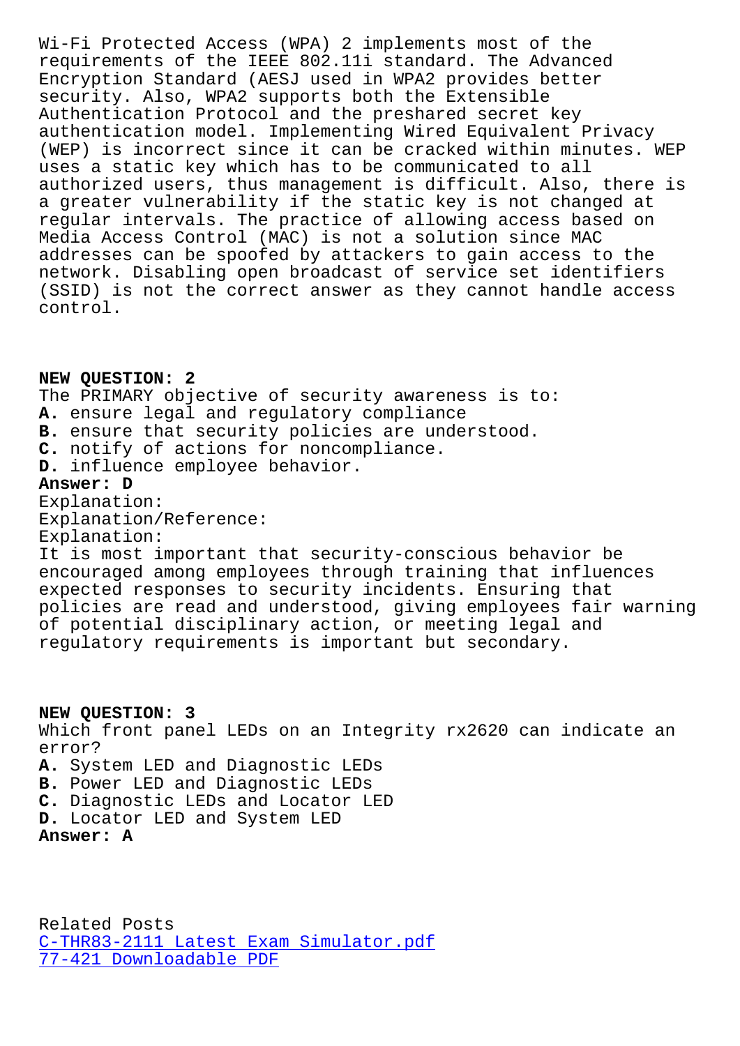Wi-Fi Protected Access (WPA) 2 implements most of the requirements of the IEEE 802.11i standard. The Advanced Encryption Standard (AESJ used in WPA2 provides better security. Also, WPA2 supports both the Extensible Authentication Protocol and the preshared secret key authentication model. Implementing Wired Equivalent Privacy (WEP) is incorrect since it can be cracked within minutes. WEP uses a static key which has to be communicated to all authorized users, thus management is difficult. Also, there is a greater vulnerability if the static key is not changed at regular intervals. The practice of allowing access based on Media Access Control (MAC) is not a solution since MAC addresses can be spoofed by attackers to gain access to the network. Disabling open broadcast of service set identifiers (SSID) is not the correct answer as they cannot handle access control.

**NEW QUESTION: 2**

The PRIMARY objective of security awareness is to:

**A.** ensure legal and regulatory compliance
**B.** ensure that security policies are understood.
**C.** notify of actions for noncompliance.
**D.** influence employee behavior.

**Answer: D**

Explanation:
Explanation/Reference:
Explanation:
It is most important that security-conscious behavior be encouraged among employees through training that influences expected responses to security incidents. Ensuring that policies are read and understood, giving employees fair warning of potential disciplinary action, or meeting legal and regulatory requirements is important but secondary.

**NEW QUESTION: 3**

Which front panel LEDs on an Integrity rx2620 can indicate an error?

**A.** System LED and Diagnostic LEDs
**B.** Power LED and Diagnostic LEDs
**C.** Diagnostic LEDs and Locator LED
**D.** Locator LED and System LED

**Answer: A**

Related Posts
C-THR83-2111 Latest Exam Simulator.pdf
77-421 Downloadable PDF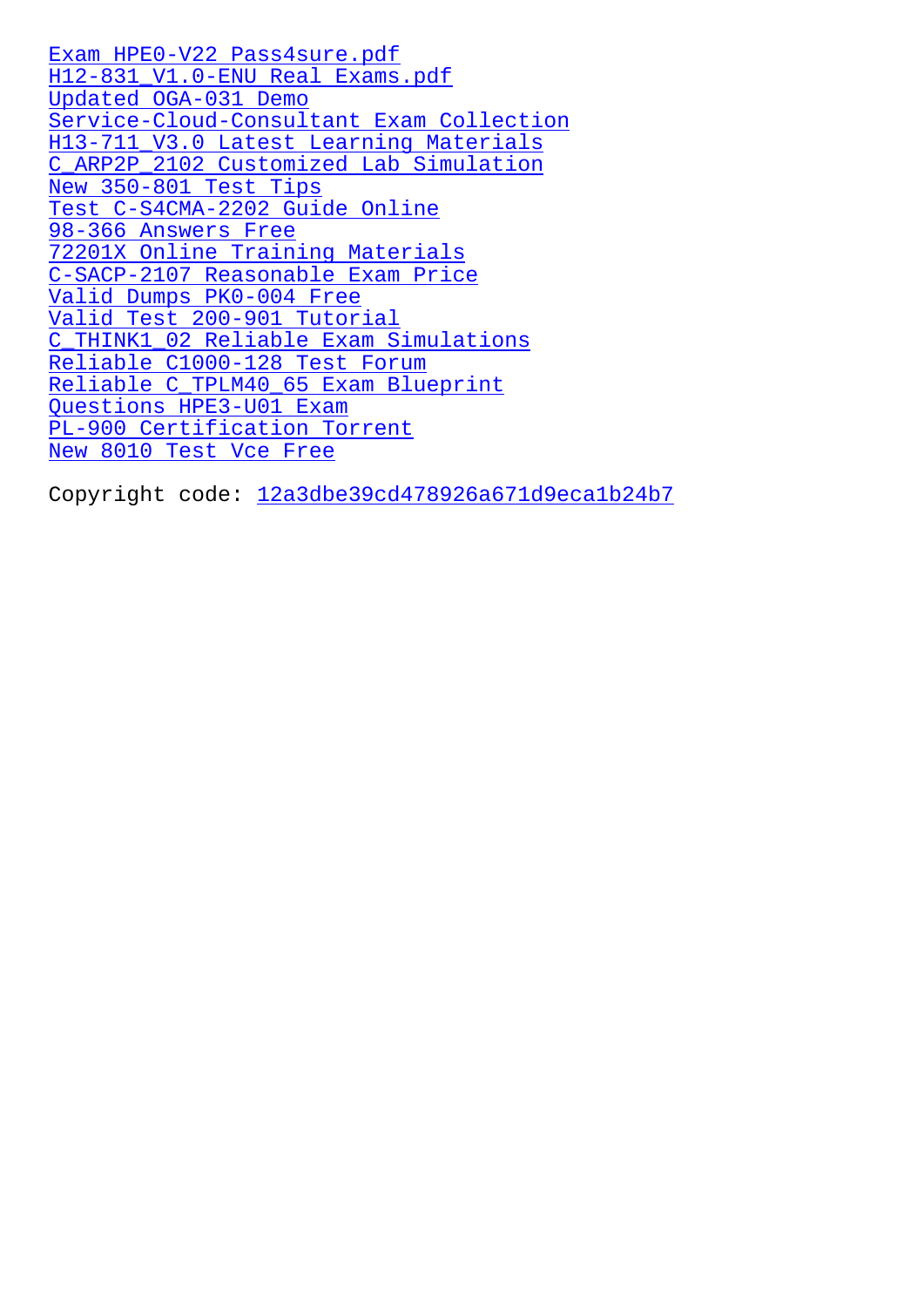Exam HPE0-V22 Pass4sure.pdf
H12-831_V1.0-ENU Real Exams.pdf
Updated OGA-031 Demo
Service-Cloud-Consultant Exam Collection
H13-711_V3.0 Latest Learning Materials
C_ARP2P_2102 Customized Lab Simulation
New 350-801 Test Tips
Test C-S4CMA-2202 Guide Online
98-366 Answers Free
72201X Online Training Materials
C-SACP-2107 Reasonable Exam Price
Valid Dumps PK0-004 Free
Valid Test 200-901 Tutorial
C_THINK1_02 Reliable Exam Simulations
Reliable C1000-128 Test Forum
Reliable C_TPLM40_65 Exam Blueprint
Questions HPE3-U01 Exam
PL-900 Certification Torrent
New 8010 Test Vce Free

Copyright code: 12a3dbe39cd478926a671d9eca1b24b7